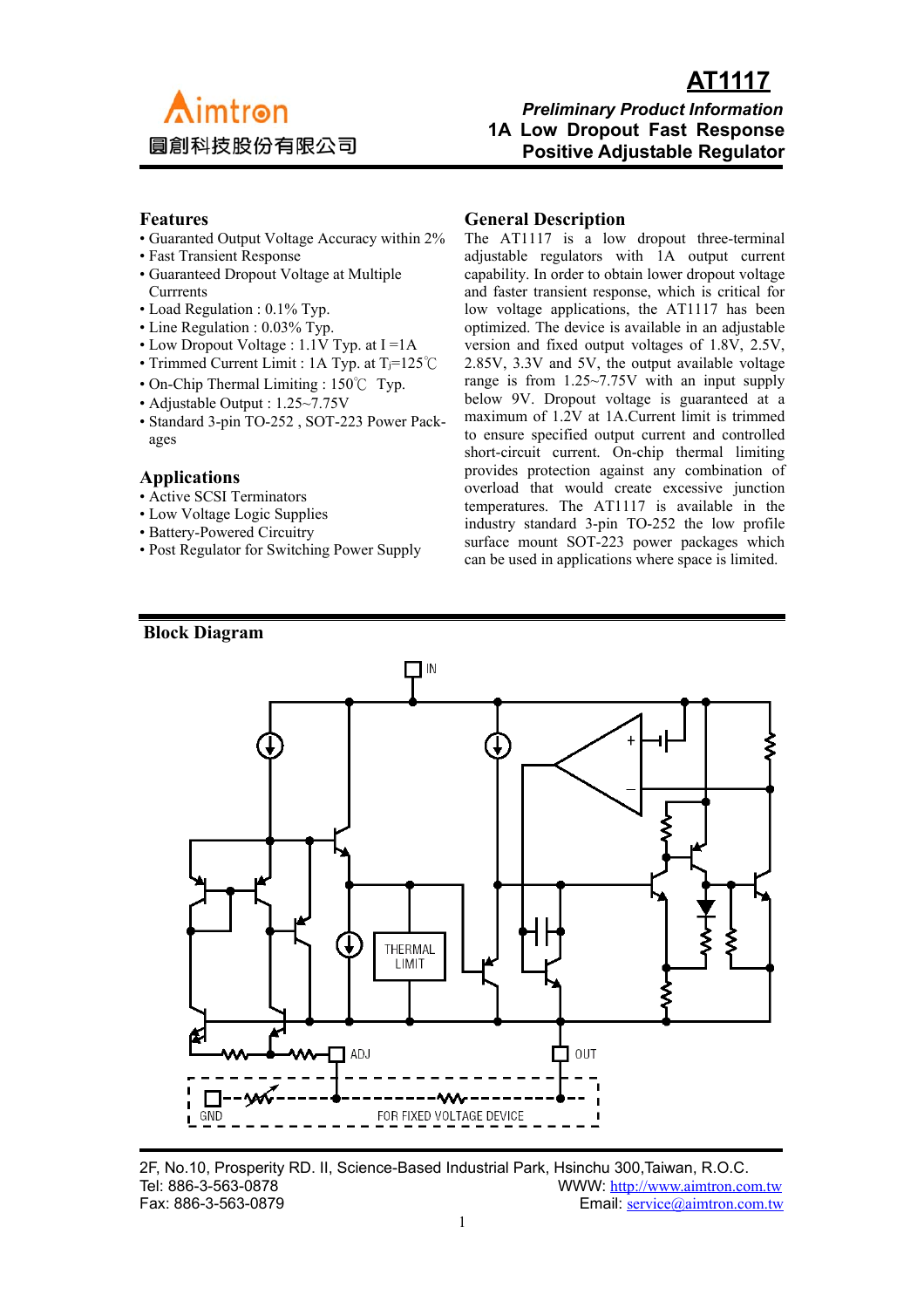Aimtron
圓創科技股份有限公司

# AT1117

***Preliminary Product Information***

**1A Low Dropout Fast Response Positive Adjustable Regulator**

## Features

- Guaranteed Output Voltage Accuracy within 2%
- Fast Transient Response
- Guaranteed Dropout Voltage at Multiple Currrents
- Load Regulation : 0.1% Typ.
- Line Regulation : 0.03% Typ.
- Low Dropout Voltage : 1.1V Typ. at I =1A
- Trimmed Current Limit : 1A Typ. at $T_j$=125℃
- On-Chip Thermal Limiting : 150℃ Typ.
- Adjustable Output : 1.25~7.75V
- Standard 3-pin TO-252 , SOT-223 Power Packages

## Applications

- Active SCSI Terminators
- Low Voltage Logic Supplies
- Battery-Powered Circuitry
- Post Regulator for Switching Power Supply

## General Description

The AT1117 is a low dropout three-terminal adjustable regulators with 1A output current capability. In order to obtain lower dropout voltage and faster transient response, which is critical for low voltage applications, the AT1117 has been optimized. The device is available in an adjustable version and fixed output voltages of 1.8V, 2.5V, 2.85V, 3.3V and 5V, the output available voltage range is from 1.25~7.75V with an input supply below 9V. Dropout voltage is guaranteed at a maximum of 1.2V at 1A.Current limit is trimmed to ensure specified output current and controlled short-circuit current. On-chip thermal limiting provides protection against any combination of overload that would create excessive junction temperatures. The AT1117 is available in the industry standard 3-pin TO-252 the low profile surface mount SOT-223 power packages which can be used in applications where space is limited.

## Block Diagram

IN

THERMAL LIMIT

ADJ

OUT

GND

FOR FIXED VOLTAGE DEVICE

2F, No.10, Prosperity RD. II, Science-Based Industrial Park, Hsinchu 300,Taiwan, R.O.C.
Tel: 886-3-563-0878
Fax: 886-3-563-0879
WWW: http://www.aimtron.com.tw
Email: service@aimtron.com.tw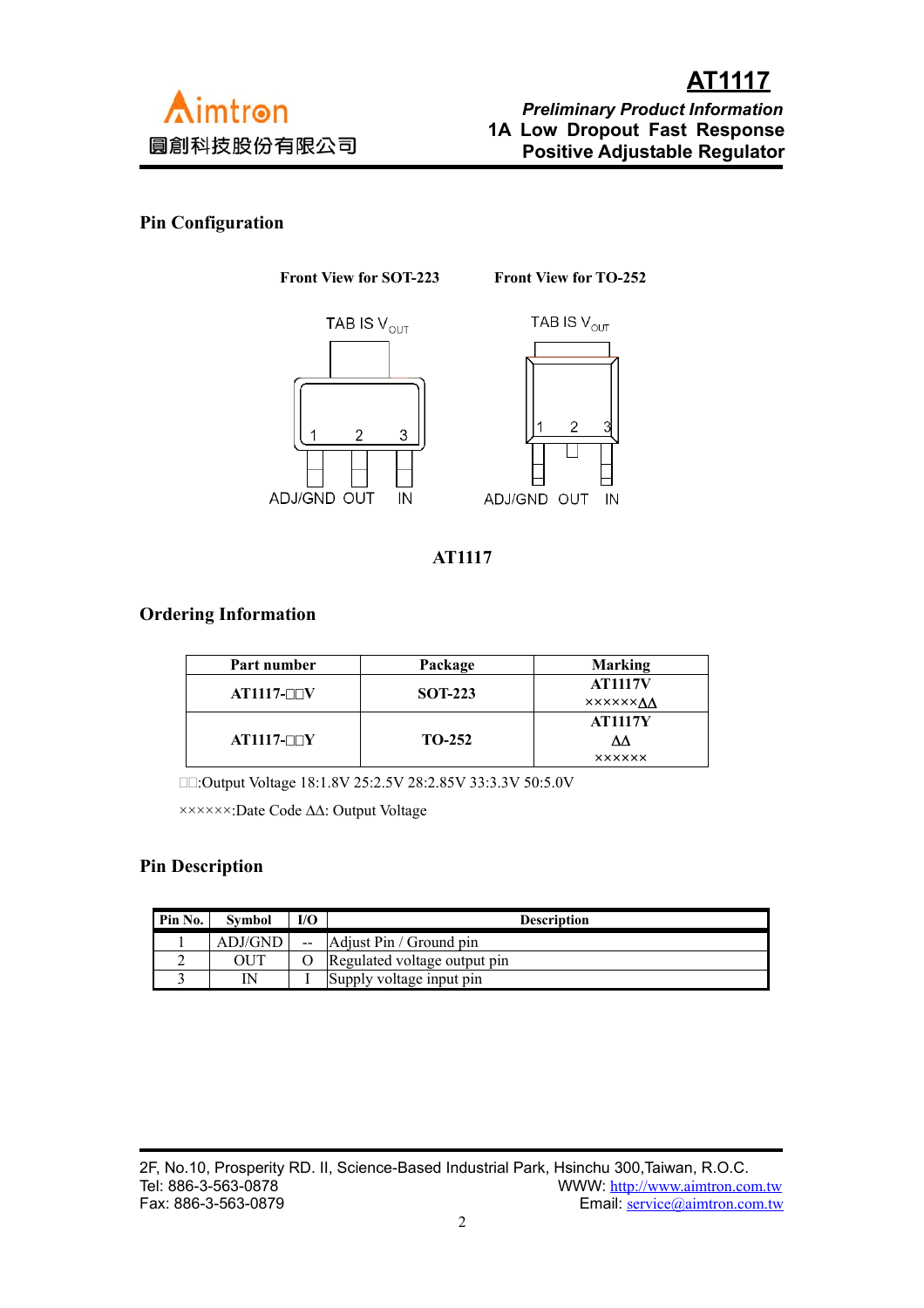## Pin Configuration

**Front View for SOT-223** **Front View for TO-252**

TAB IS $V_{OUT}$ TAB IS $V_{OUT}$

1 2 3 1 2 3

ADJ/GND OUT IN ADJ/GND OUT IN

**AT1117**

## Ordering Information

| Part number | Package | Marking |
|---|---|---|
| **AT1117-□□V** | **SOT-223** | **AT1117V** ××××××ΔΔ |
| **AT1117-□□Y** | **TO-252** | **AT1117Y** ΔΔ ×××××× |

□□:Output Voltage 18:1.8V 25:2.5V 28:2.85V 33:3.3V 50:5.0V

××××××:Date Code ΔΔ: Output Voltage

## Pin Description

| Pin No. | Symbol | I/O | Description |
|---|---|---|---|
| 1 | ADJ/GND | -- | Adjust Pin / Ground pin |
| 2 | OUT | O | Regulated voltage output pin |
| 3 | IN | I | Supply voltage input pin |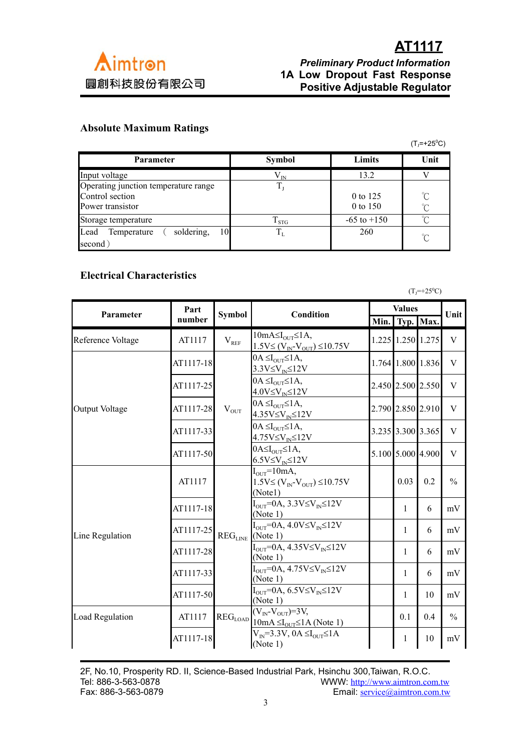## Absolute Maximum Ratings

($T_J$=+25°C)

| Parameter | Symbol | Limits | Unit |
|---|---|---|---|
| Input voltage | $V_{IN}$ | 13.2 | V |
| Operating junction temperature range<br>Control section<br>Power transistor | $T_J$ | <br>0 to 125<br>0 to 150 | <br>℃<br>℃ |
| Storage temperature | $T_{STG}$ | -65 to +150 | ℃ |
| Lead Temperature （soldering, 10 second） | $T_L$ | 260 | ℃ |

## Electrical Characteristics

($T_J$=+25°C)

| Parameter | Part number | Symbol | Condition | Values | | | Unit |
|---|---|---|---|---|---|---|---|
| | | | | Min. | Typ. | Max. | |
| Reference Voltage | AT1117 | $V_{REF}$ | $10mA \le I_{OUT} \le 1A$, $1.5V \le (V_{IN}-V_{OUT}) \le 10.75V$ | 1.225 | 1.250 | 1.275 | V |
| Output Voltage | AT1117-18 | $V_{OUT}$ | $0A \le I_{OUT} \le 1A$, $3.3V \le V_{IN} \le 12V$ | 1.764 | 1.800 | 1.836 | V |
| | AT1117-25 | | $0A \le I_{OUT} \le 1A$, $4.0V \le V_{IN} \le 12V$ | 2.450 | 2.500 | 2.550 | V |
| | AT1117-28 | | $0A \le I_{OUT} \le 1A$, $4.35V \le V_{IN} \le 12V$ | 2.790 | 2.850 | 2.910 | V |
| | AT1117-33 | | $0A \le I_{OUT} \le 1A$, $4.75V \le V_{IN} \le 12V$ | 3.235 | 3.300 | 3.365 | V |
| | AT1117-50 | | $0A \le I_{OUT} \le 1A$, $6.5V \le V_{IN} \le 12V$ | 5.100 | 5.000 | 4.900 | V |
| Line Regulation | AT1117 | $REG_{LINE}$ | $I_{OUT}$=10mA, $1.5V \le (V_{IN}-V_{OUT}) \le 10.75V$ (Note1) | | 0.03 | 0.2 | % |
| | AT1117-18 | | $I_{OUT}$=0A, $3.3V \le V_{IN} \le 12V$ (Note 1) | | 1 | 6 | mV |
| | AT1117-25 | | $I_{OUT}$=0A, $4.0V \le V_{IN} \le 12V$ (Note 1) | | 1 | 6 | mV |
| | AT1117-28 | | $I_{OUT}$=0A, $4.35V \le V_{IN} \le 12V$ (Note 1) | | 1 | 6 | mV |
| | AT1117-33 | | $I_{OUT}$=0A, $4.75V \le V_{IN} \le 12V$ (Note 1) | | 1 | 6 | mV |
| | AT1117-50 | | $I_{OUT}$=0A, $6.5V \le V_{IN} \le 12V$ (Note 1) | | 1 | 10 | mV |
| Load Regulation | AT1117 | $REG_{LOAD}$ | $(V_{IN}-V_{OUT})$=3V, $10mA \le I_{OUT} \le 1A$ (Note 1) | | 0.1 | 0.4 | % |
| | AT1117-18 | | $V_{IN}$=3.3V, $0A \le I_{OUT} \le 1A$ (Note 1) | | 1 | 10 | mV |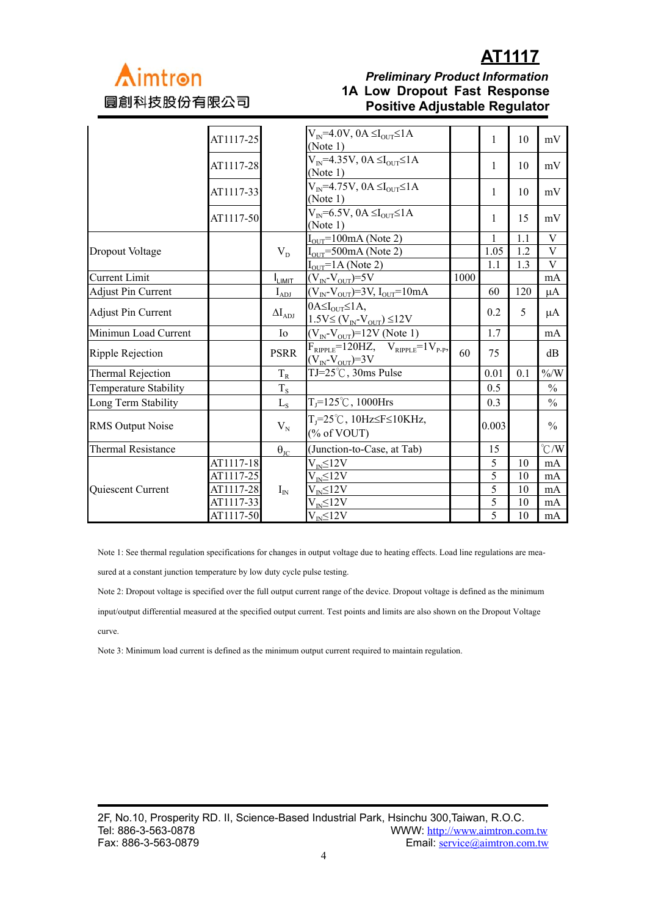| | | | | | | | |
|---|---|---|---|---|---|---|---|
| | AT1117-25 | | $V_{IN}$=4.0V, 0A ≤$I_{OUT}$≤1A (Note 1) | | 1 | 10 | mV |
| | AT1117-28 | | $V_{IN}$=4.35V, 0A ≤$I_{OUT}$≤1A (Note 1) | | 1 | 10 | mV |
| | AT1117-33 | | $V_{IN}$=4.75V, 0A ≤$I_{OUT}$≤1A (Note 1) | | 1 | 10 | mV |
| | AT1117-50 | | $V_{IN}$=6.5V, 0A ≤$I_{OUT}$≤1A (Note 1) | | 1 | 15 | mV |
| Dropout Voltage | | $V_D$ | $I_{OUT}$=100mA (Note 2) | | 1 | 1.1 | V |
| | | | $I_{OUT}$=500mA (Note 2) | | 1.05 | 1.2 | V |
| | | | $I_{OUT}$=1A (Note 2) | | 1.1 | 1.3 | V |
| Current Limit | | $I_{LIMIT}$ | ($V_{IN}$-$V_{OUT}$)=5V | 1000 | | | mA |
| Adjust Pin Current | | $I_{ADJ}$ | ($V_{IN}$-$V_{OUT}$)=3V, $I_{OUT}$=10mA | | 60 | 120 | μA |
| Adjust Pin Current | | $\Delta I_{ADJ}$ | 0A≤$I_{OUT}$≤1A, 1.5V≤ ($V_{IN}$-$V_{OUT}$) ≤12V | | 0.2 | 5 | μA |
| Minimun Load Current | | Io | ($V_{IN}$-$V_{OUT}$)=12V (Note 1) | | 1.7 | | mA |
| Ripple Rejection | | PSRR | $F_{RIPPLE}$=120HZ, $V_{RIPPLE}$=1$V_{P-P}$, ($V_{IN}$-$V_{OUT}$)=3V | 60 | 75 | | dB |
| Thermal Rejection | | $T_R$ | TJ=25℃, 30ms Pulse | | 0.01 | 0.1 | %/W |
| Temperature Stability | | $T_S$ | | | 0.5 | | % |
| Long Term Stability | | $L_S$ | $T_J$=125℃, 1000Hrs | | 0.3 | | % |
| RMS Output Noise | | $V_N$ | $T_J$=25℃, 10Hz≤F≤10KHz, (% of VOUT) | | 0.003 | | % |
| Thermal Resistance | | $\theta_{JC}$ | (Junction-to-Case, at Tab) | | 15 | | ℃/W |
| Quiescent Current | AT1117-18 | $I_{IN}$ | $V_{IN}$≤12V | | 5 | 10 | mA |
| | AT1117-25 | | $V_{IN}$≤12V | | 5 | 10 | mA |
| | AT1117-28 | | $V_{IN}$≤12V | | 5 | 10 | mA |
| | AT1117-33 | | $V_{IN}$≤12V | | 5 | 10 | mA |
| | AT1117-50 | | $V_{IN}$≤12V | | 5 | 10 | mA |

Note 1: See thermal regulation specifications for changes in output voltage due to heating effects. Load line regulations are measured at a constant junction temperature by low duty cycle pulse testing.

Note 2: Dropout voltage is specified over the full output current range of the device. Dropout voltage is defined as the minimum input/output differential measured at the specified output current. Test points and limits are also shown on the Dropout Voltage curve.

Note 3: Minimum load current is defined as the minimum output current required to maintain regulation.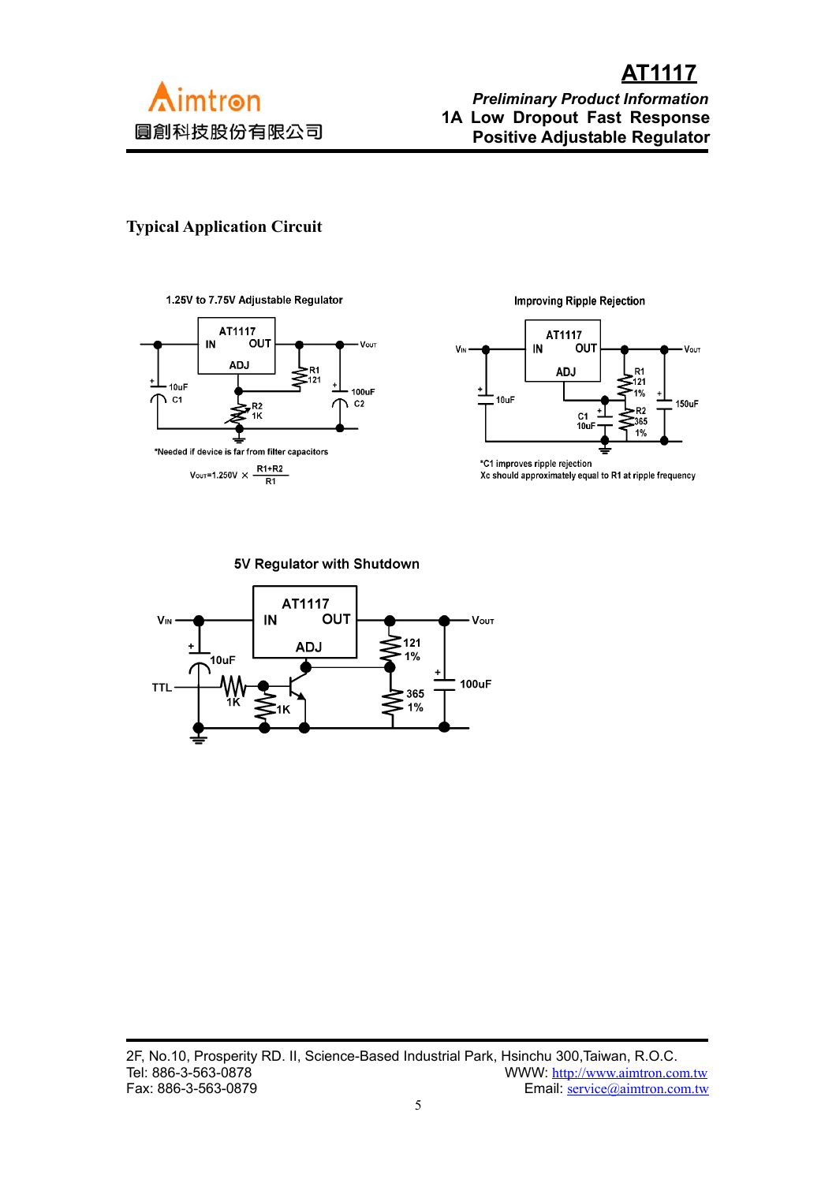## Typical Application Circuit

1.25V to 7.75V Adjustable Regulator

AT1117

IN OUT

ADJ

$V_{OUT}$

R1 121

10uF C1

R2 1K

100uF C2

*Needed if device is far from filter capacitors

$$V_{OUT} = 1.250V \times \frac{R1+R2}{R1}$$

Improving Ripple Rejection

AT1117

IN OUT

ADJ

$V_{IN}$

$V_{OUT}$

10uF

R1 121 1%

R2 365 1%

C1 10uF

150uF

*C1 improves ripple rejection

Xc should approximately equal to R1 at ripple frequency

5V Regulator with Shutdown

AT1117

IN OUT

ADJ

$V_{IN}$

$V_{OUT}$

10uF

TTL

1K

1K

121 1%

365 1%

100uF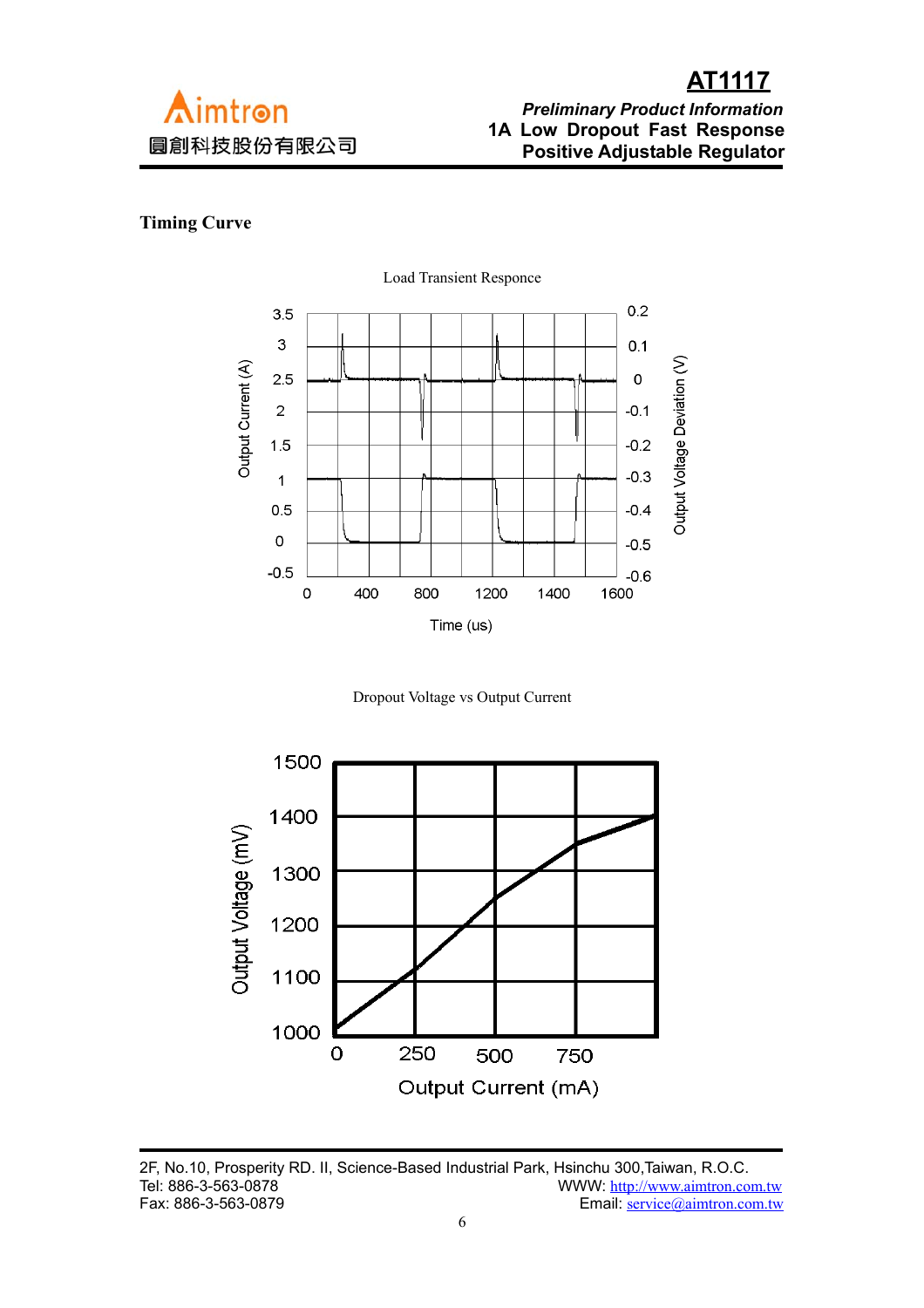## Timing Curve

Load Transient Responce

Dropout Voltage vs Output Current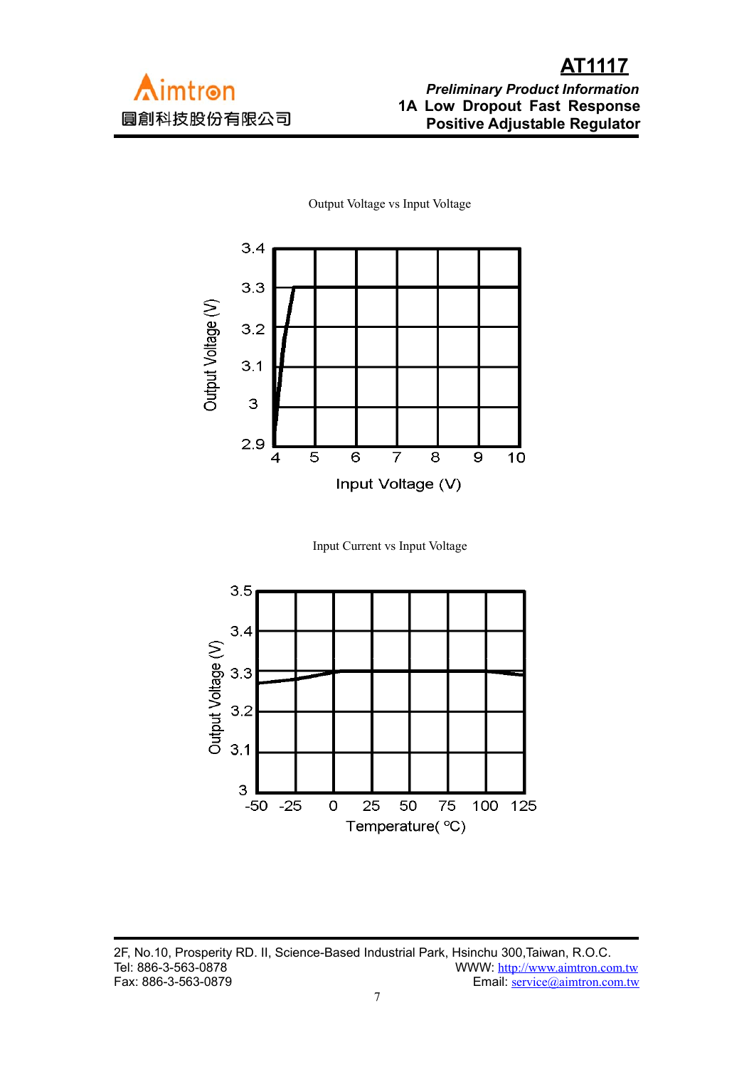Output Voltage vs Input Voltage

Output Voltage (V)

3.4
3.3
3.2
3.1
3
2.9

4 5 6 7 8 9 10

Input Voltage (V)

Input Current vs Input Voltage

Output Voltage (V)

3.5
3.4
3.3
3.2
3.1
3

-50 -25 0 25 50 75 100 125

Temperature( ºC)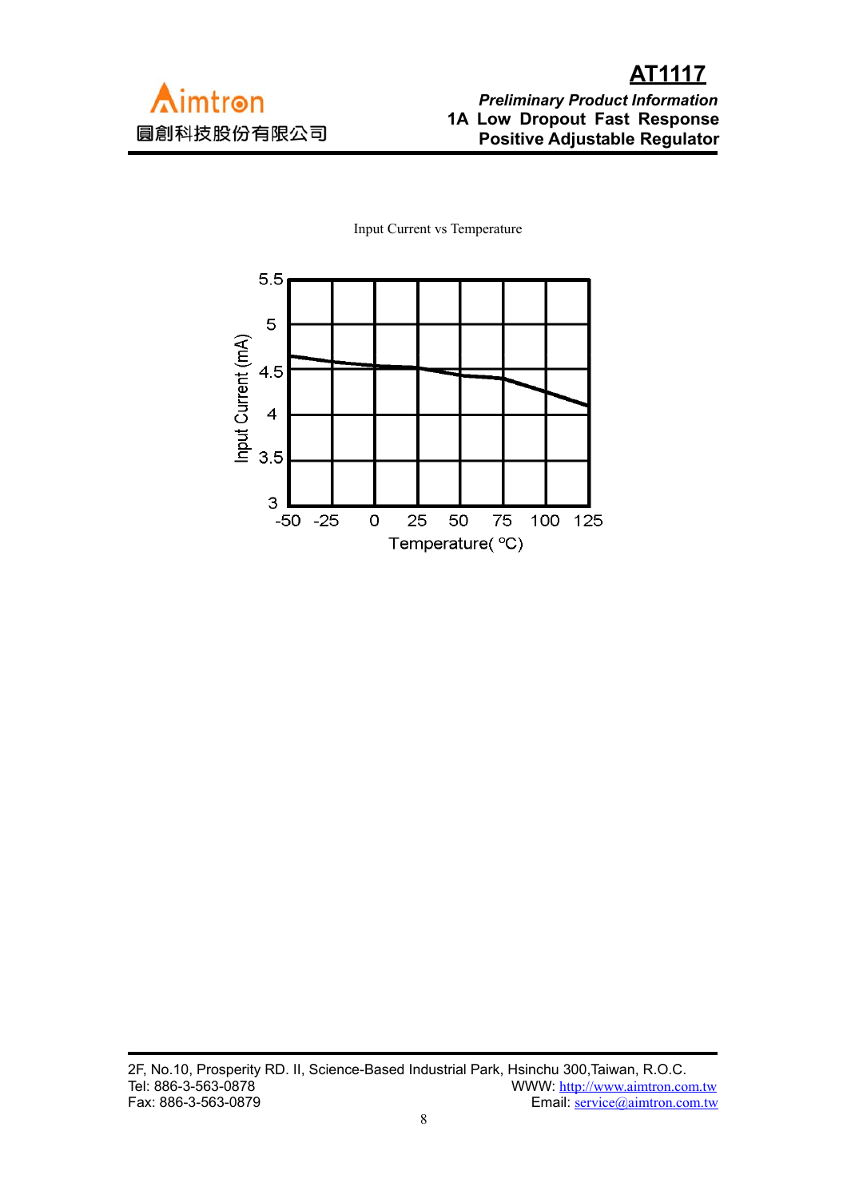Input Current vs Temperature

Input Current (mA)

5.5
5
4.5
4
3.5
3

-50 -25 0 25 50 75 100 125

Temperature( °C)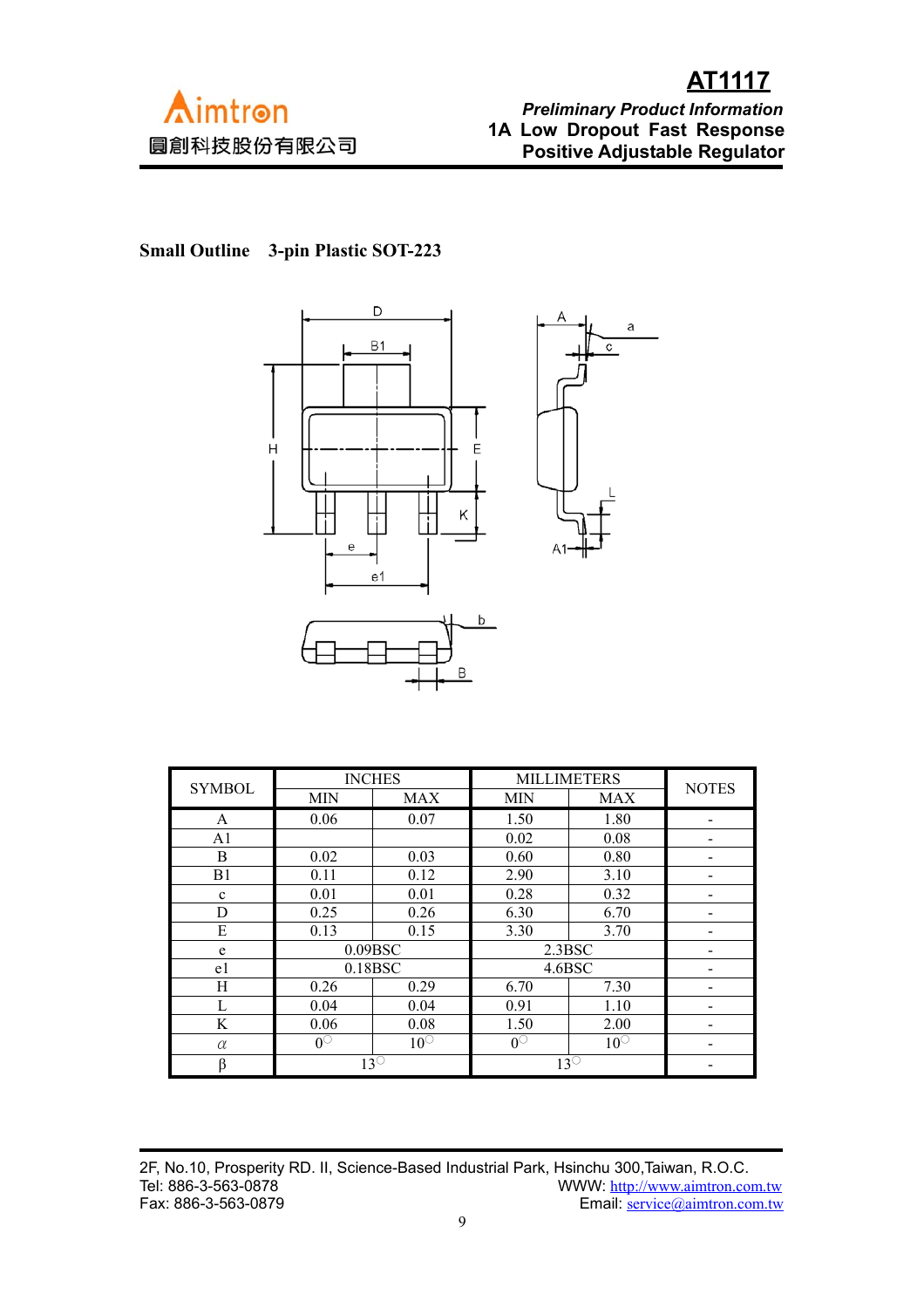**Small Outline 3-pin Plastic SOT-223**

| SYMBOL | INCHES | | MILLIMETERS | | NOTES |
|---|---|---|---|---|---|
| | MIN | MAX | MIN | MAX | |
| A | 0.06 | 0.07 | 1.50 | 1.80 | - |
| A1 | | | 0.02 | 0.08 | - |
| B | 0.02 | 0.03 | 0.60 | 0.80 | - |
| B1 | 0.11 | 0.12 | 2.90 | 3.10 | - |
| c | 0.01 | 0.01 | 0.28 | 0.32 | - |
| D | 0.25 | 0.26 | 6.30 | 6.70 | - |
| E | 0.13 | 0.15 | 3.30 | 3.70 | - |
| e | 0.09BSC | | 2.3BSC | | - |
| e1 | 0.18BSC | | 4.6BSC | | - |
| H | 0.26 | 0.29 | 6.70 | 7.30 | - |
| L | 0.04 | 0.04 | 0.91 | 1.10 | - |
| K | 0.06 | 0.08 | 1.50 | 2.00 | - |
| $\alpha$ | 0° | 10° | 0° | 10° | - |
| β | 13° | | 13° | | - |

2F, No.10, Prosperity RD. II, Science-Based Industrial Park, Hsinchu 300,Taiwan, R.O.C.
Tel: 886-3-563-0878 WWW: http://www.aimtron.com.tw
Fax: 886-3-563-0879 Email: service@aimtron.com.tw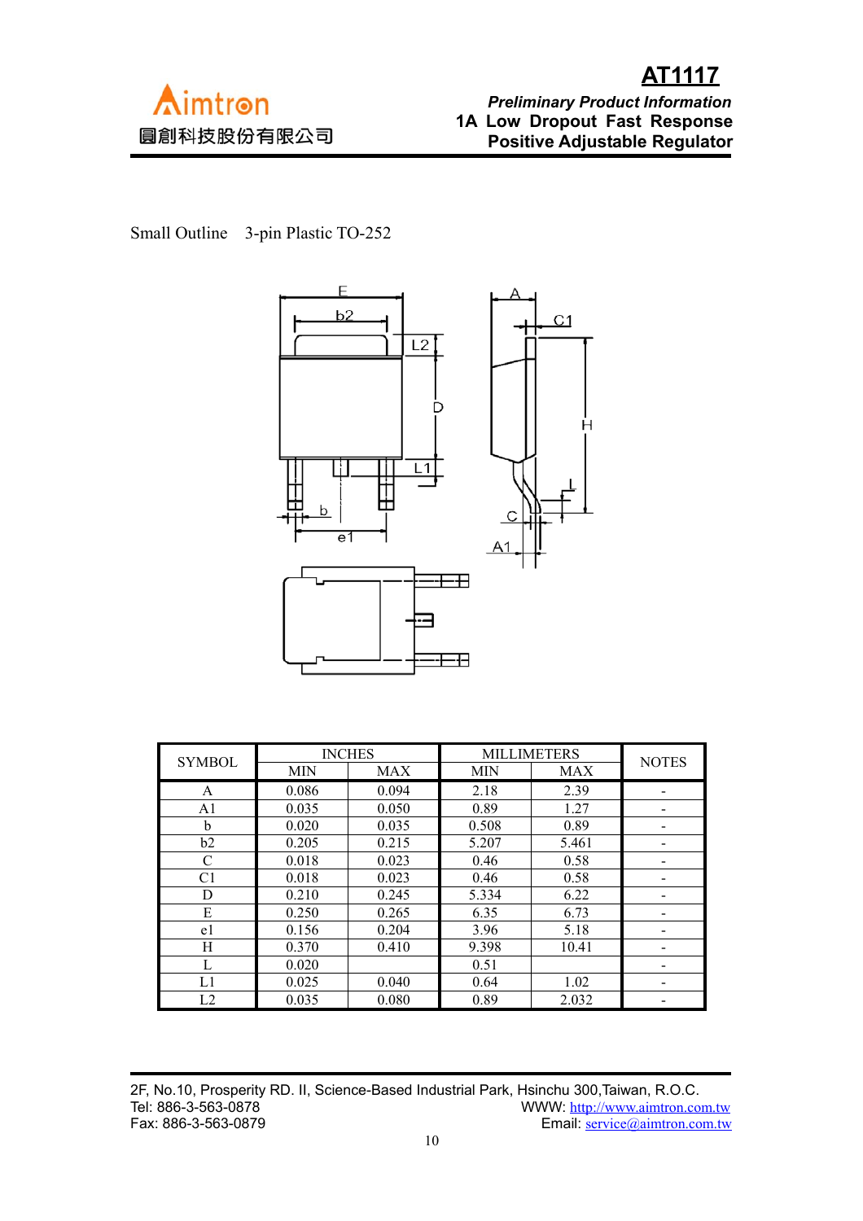Small Outline 3-pin Plastic TO-252

E
b2
L2
D
L1
b
e1
A
C1
H
L
C
A1

| SYMBOL | INCHES | | MILLIMETERS | | NOTES |
|---|---|---|---|---|---|
| | MIN | MAX | MIN | MAX | |
| A | 0.086 | 0.094 | 2.18 | 2.39 | - |
| A1 | 0.035 | 0.050 | 0.89 | 1.27 | - |
| b | 0.020 | 0.035 | 0.508 | 0.89 | - |
| b2 | 0.205 | 0.215 | 5.207 | 5.461 | - |
| C | 0.018 | 0.023 | 0.46 | 0.58 | - |
| C1 | 0.018 | 0.023 | 0.46 | 0.58 | - |
| D | 0.210 | 0.245 | 5.334 | 6.22 | - |
| E | 0.250 | 0.265 | 6.35 | 6.73 | - |
| e1 | 0.156 | 0.204 | 3.96 | 5.18 | - |
| H | 0.370 | 0.410 | 9.398 | 10.41 | - |
| L | 0.020 | | 0.51 | | - |
| L1 | 0.025 | 0.040 | 0.64 | 1.02 | - |
| L2 | 0.035 | 0.080 | 0.89 | 2.032 | - |